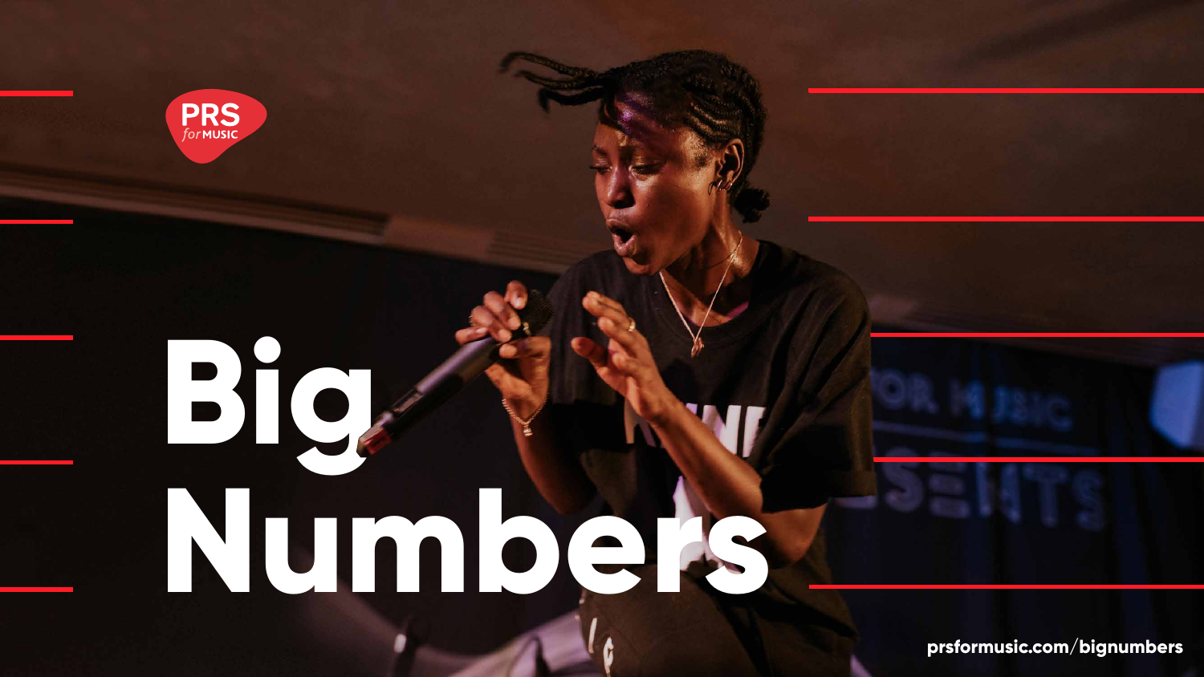PRS *for* MUSIC

# Big Numbers

prsformusic.com/bignumbers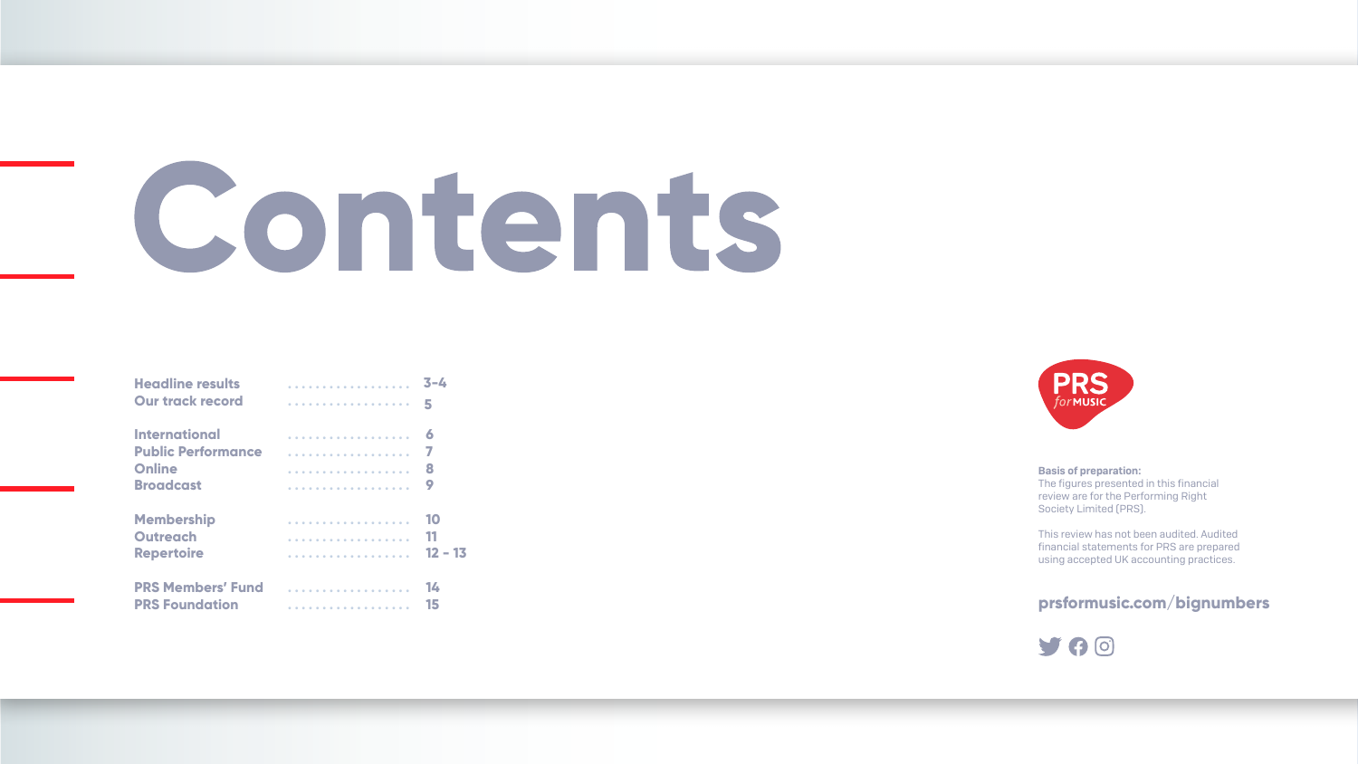# Contents

| | |
|---|---|
| Headline results | 3-4 |
| Our track record | 5 |
| International | 6 |
| Public Performance | 7 |
| Online | 8 |
| Broadcast | 9 |
| Membership | 10 |
| Outreach | 11 |
| Repertoire | 12 - 13 |
| PRS Members' Fund | 14 |
| PRS Foundation | 15 |

PRS for MUSIC

**Basis of preparation:**
The figures presented in this financial review are for the Performing Right Society Limited (PRS).

This review has not been audited. Audited financial statements for PRS are prepared using accepted UK accounting practices.

**prsformusic.com/bignumbers**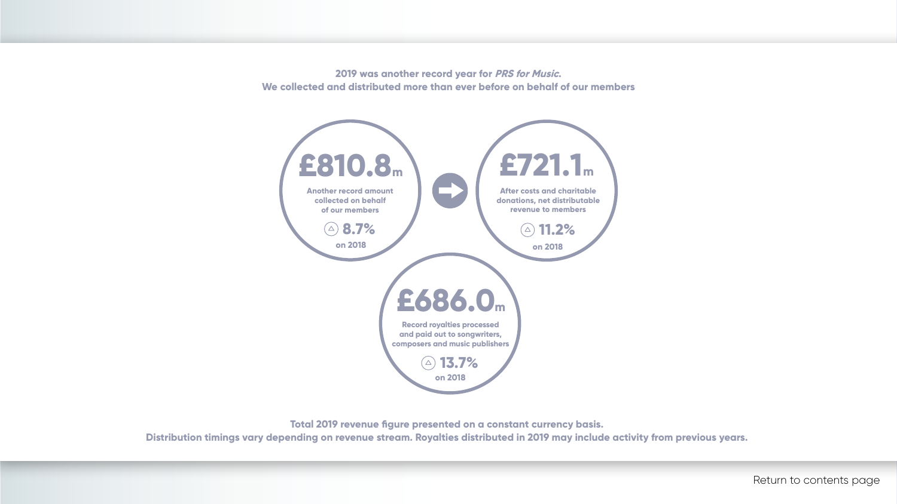**2019 was another record year for *PRS for Music*.**
**We collected and distributed more than ever before on behalf of our members**

**£810.8m**

Another record amount collected on behalf of our members

△ **8.7%** on 2018

**£721.1m**

After costs and charitable donations, net distributable revenue to members

△ **11.2%** on 2018

**£686.0m**

Record royalties processed and paid out to songwriters, composers and music publishers

△ **13.7%** on 2018

**Total 2019 revenue figure presented on a constant currency basis.**
**Distribution timings vary depending on revenue stream. Royalties distributed in 2019 may include activity from previous years.**

Return to contents page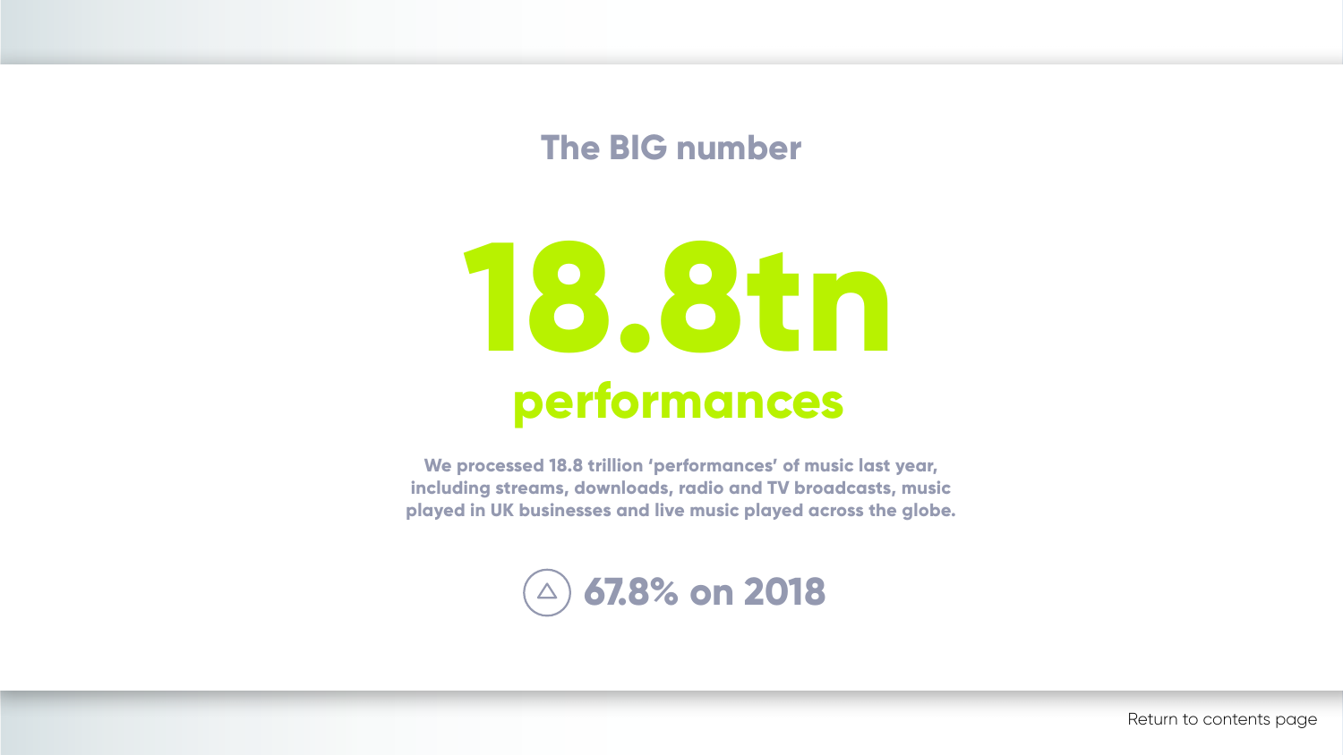## The BIG number

# 18.8tn

## performances

**We processed 18.8 trillion 'performances' of music last year, including streams, downloads, radio and TV broadcasts, music played in UK businesses and live music played across the globe.**

**△ 67.8% on 2018**

Return to contents page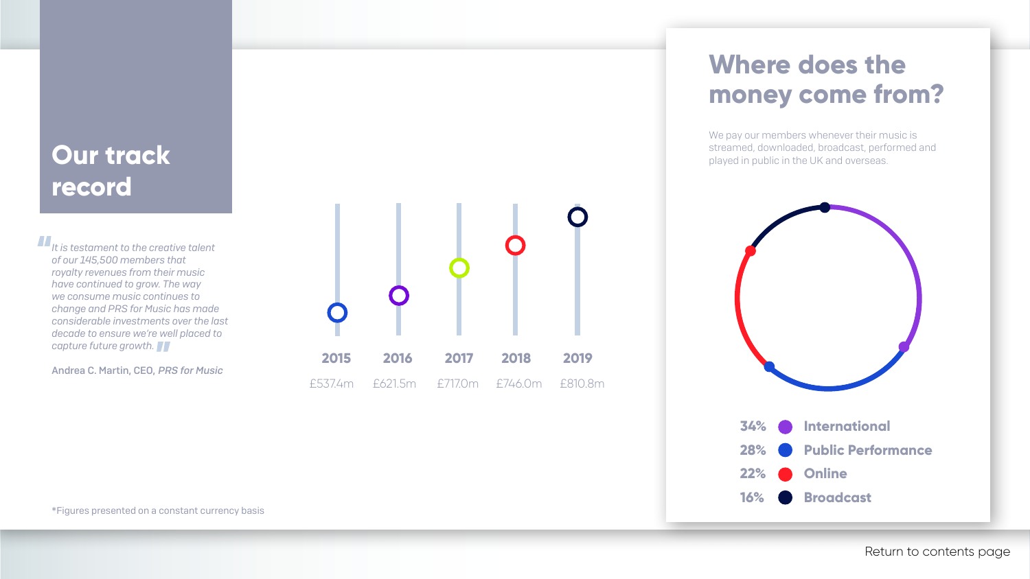# Our track record

*"It is testament to the creative talent of our 145,500 members that royalty revenues from their music have continued to grow. The way we consume music continues to change and PRS for Music has made considerable investments over the last decade to ensure we're well placed to capture future growth."*

Andrea C. Martin, CEO, *PRS for Music*

| 2015 | 2016 | 2017 | 2018 | 2019 |
|---|---|---|---|---|
| £537.4m | £621.5m | £717.0m | £746.0m | £810.8m |

*Figures presented on a constant currency basis

## Where does the money come from?

We pay our members whenever their music is streamed, downloaded, broadcast, performed and played in public in the UK and overseas.

| Share | Source |
|---|---|
| 34% | International |
| 28% | Public Performance |
| 22% | Online |
| 16% | Broadcast |

Return to contents page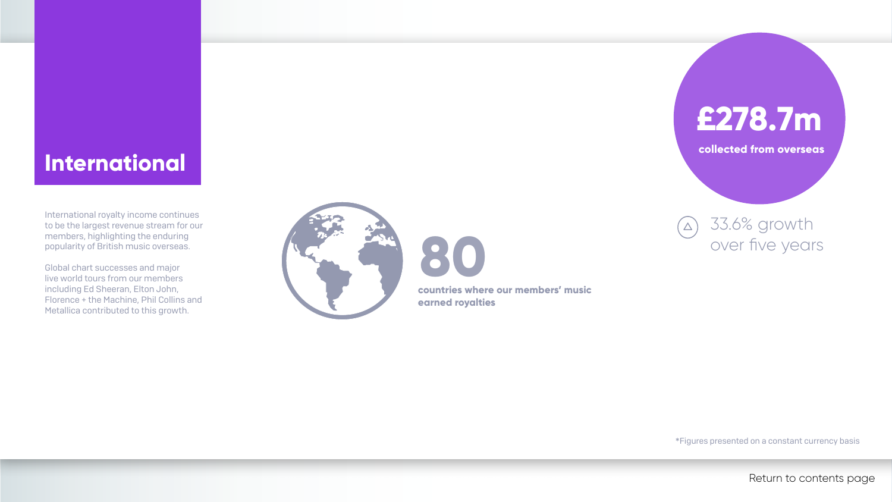# International

International royalty income continues to be the largest revenue stream for our members, highlighting the enduring popularity of British music overseas.

Global chart successes and major live world tours from our members including Ed Sheeran, Elton John, Florence + the Machine, Phil Collins and Metallica contributed to this growth.

**80**

**countries where our members' music earned royalties**

**£278.7m**

**collected from overseas**

33.6% growth over five years

*Figures presented on a constant currency basis

Return to contents page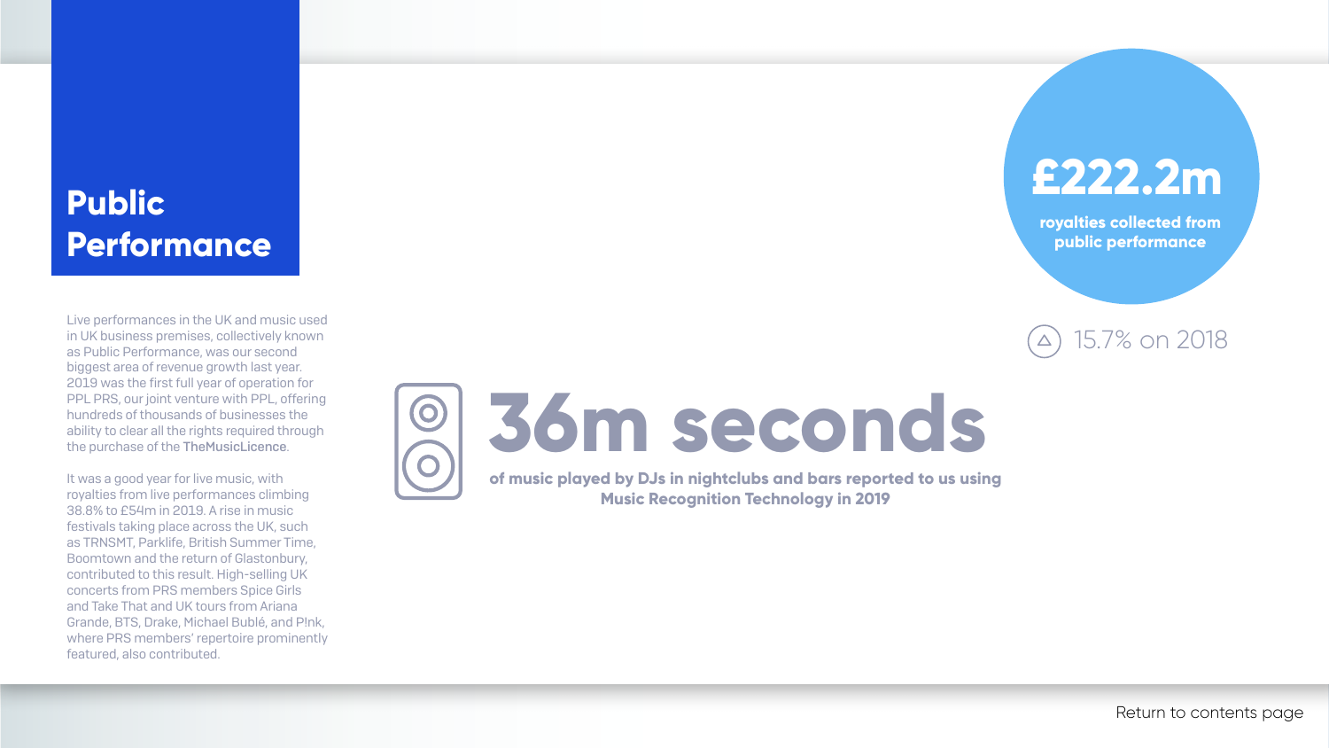# Public Performance

Live performances in the UK and music used in UK business premises, collectively known as Public Performance, was our second biggest area of revenue growth last year. 2019 was the first full year of operation for PPL PRS, our joint venture with PPL, offering hundreds of thousands of businesses the ability to clear all the rights required through the purchase of the TheMusicLicence.

It was a good year for live music, with royalties from live performances climbing 38.8% to £54m in 2019. A rise in music festivals taking place across the UK, such as TRNSMT, Parklife, British Summer Time, Boomtown and the return of Glastonbury, contributed to this result. High-selling UK concerts from PRS members Spice Girls and Take That and UK tours from Ariana Grande, BTS, Drake, Michael Bublé, and P!nk, where PRS members' repertoire prominently featured, also contributed.

**£222.2m**

**royalties collected from public performance**

△ 15.7% on 2018

**36m seconds**

**of music played by DJs in nightclubs and bars reported to us using Music Recognition Technology in 2019**

Return to contents page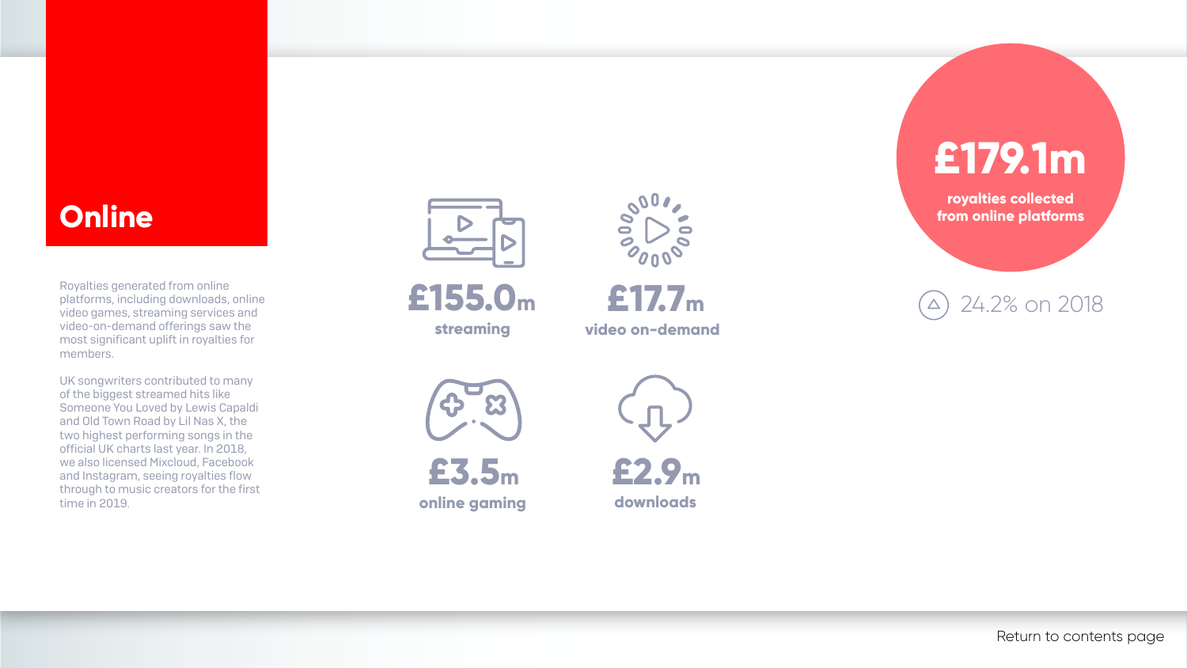# Online

Royalties generated from online platforms, including downloads, online video games, streaming services and video-on-demand offerings saw the most significant uplift in royalties for members.

UK songwriters contributed to many of the biggest streamed hits like Someone You Loved by Lewis Capaldi and Old Town Road by Lil Nas X, the two highest performing songs in the official UK charts last year. In 2018, we also licensed Mixcloud, Facebook and Instagram, seeing royalties flow through to music creators for the first time in 2019.

**£155.0m**
streaming

**£17.7m**
video on-demand

**£3.5m**
online gaming

**£2.9m**
downloads

**£179.1m**
royalties collected from online platforms

24.2% on 2018

Return to contents page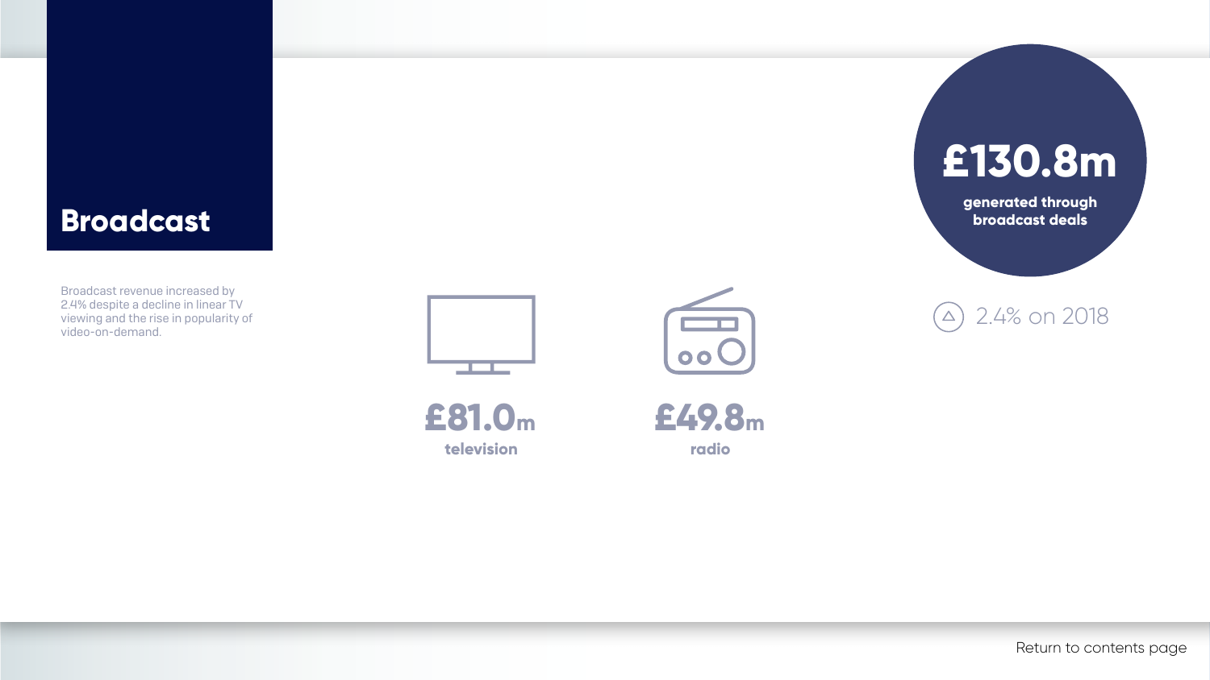# Broadcast

Broadcast revenue increased by 2.4% despite a decline in linear TV viewing and the rise in popularity of video-on-demand.

**£130.8m**

**generated through broadcast deals**

△ 2.4% on 2018

**£81.0m**
**television**

**£49.8m**
**radio**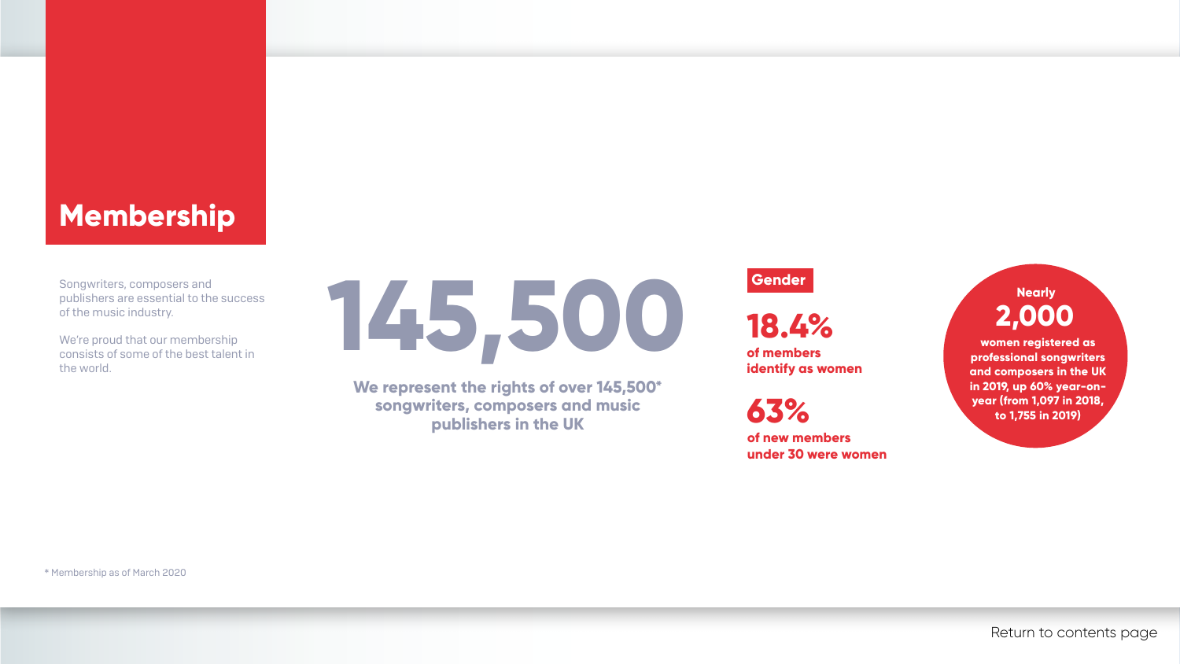# Membership

Songwriters, composers and publishers are essential to the success of the music industry.

We're proud that our membership consists of some of the best talent in the world.

**145,500**

**We represent the rights of over 145,500* songwriters, composers and music publishers in the UK**

## Gender

**18.4%**

**of members identify as women**

**63%**

**of new members under 30 were women**

**Nearly 2,000**

**women registered as professional songwriters and composers in the UK in 2019, up 60% year-on-year (from 1,097 in 2018, to 1,755 in 2019)**

* Membership as of March 2020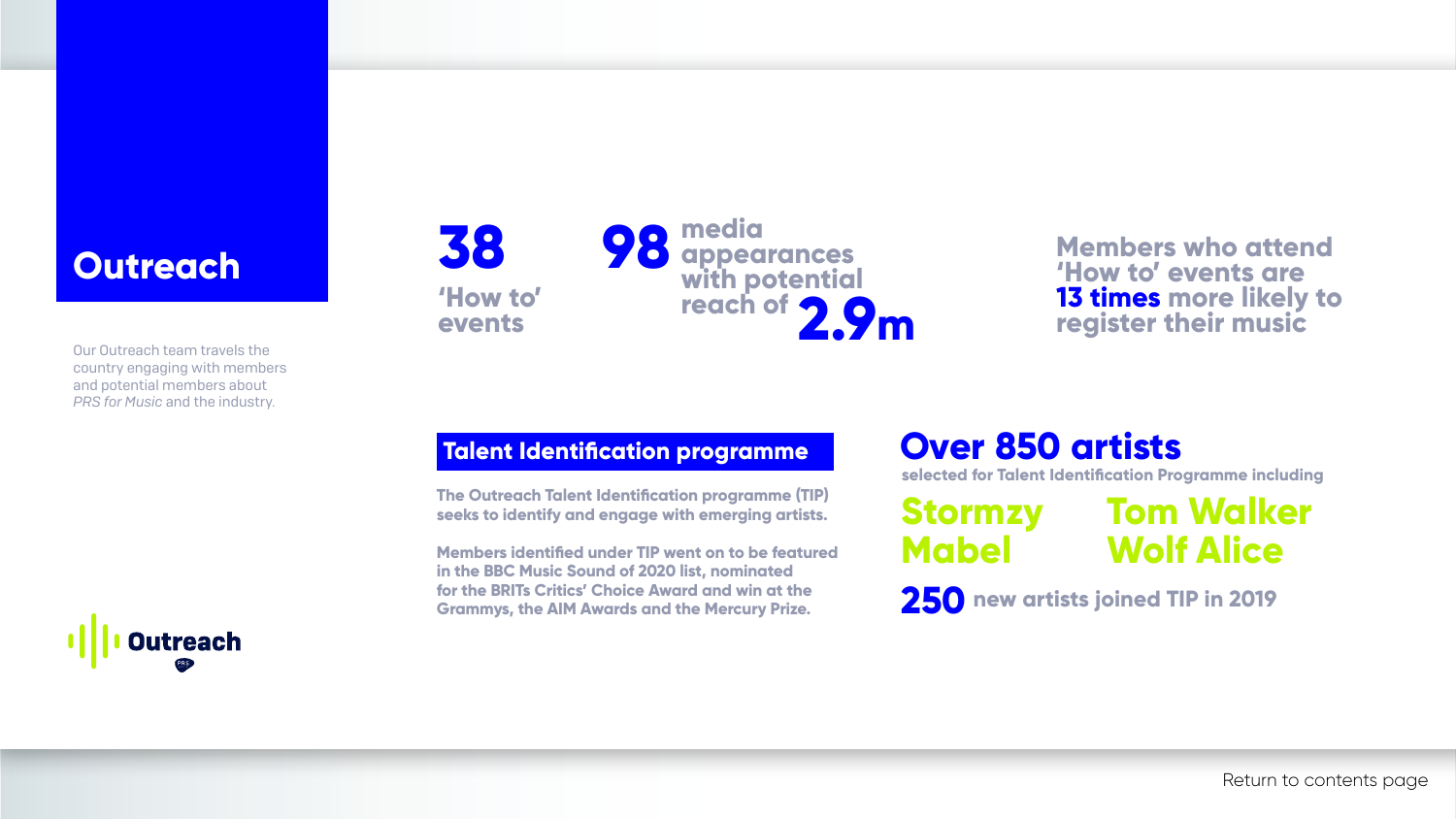# Outreach

Our Outreach team travels the country engaging with members and potential members about *PRS for Music* and the industry.

**38** 'How to' events

**98** media appearances with potential reach of **2.9m**

Members who attend 'How to' events are **13 times** more likely to register their music

## Talent Identification programme

**The Outreach Talent Identification programme (TIP) seeks to identify and engage with emerging artists.**

**Members identified under TIP went on to be featured in the BBC Music Sound of 2020 list, nominated for the BRITs Critics' Choice Award and win at the Grammys, the AIM Awards and the Mercury Prize.**

**Over 850 artists** selected for Talent Identification Programme including

- Stormzy
- Mabel
- Tom Walker
- Wolf Alice

**250** new artists joined TIP in 2019

Outreach

Return to contents page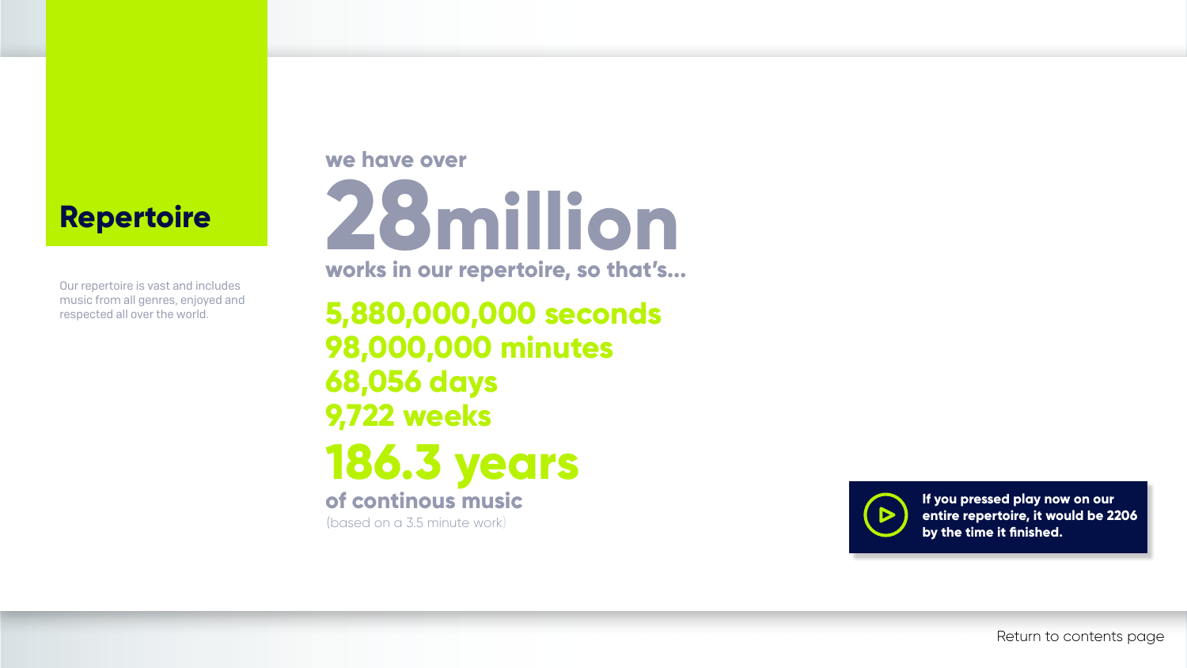# Repertoire

Our repertoire is vast and includes music from all genres, enjoyed and respected all over the world.

we have over

**28million**

works in our repertoire, so that's...

**5,880,000,000 seconds**
**98,000,000 minutes**
**68,056 days**
**9,722 weeks**

**186.3 years**

of continous music

(based on a 3.5 minute work)

**If you pressed play now on our entire repertoire, it would be 2206 by the time it finished.**

Return to contents page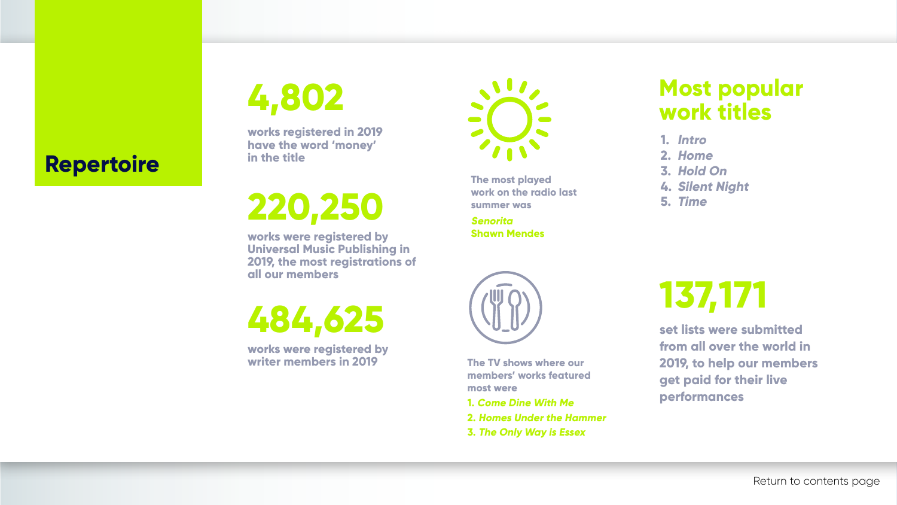# Repertoire

**4,802**

works registered in 2019 have the word 'money' in the title

**220,250**

works were registered by Universal Music Publishing in 2019, the most registrations of all our members

**484,625**

works were registered by writer members in 2019

The most played work on the radio last summer was

*Senorita*
Shawn Mendes

The TV shows where our members' works featured most were

1. *Come Dine With Me*
2. *Homes Under the Hammer*
3. *The Only Way is Essex*

## Most popular work titles

1. *Intro*
2. *Home*
3. *Hold On*
4. *Silent Night*
5. *Time*

**137,171**

set lists were submitted from all over the world in 2019, to help our members get paid for their live performances

Return to contents page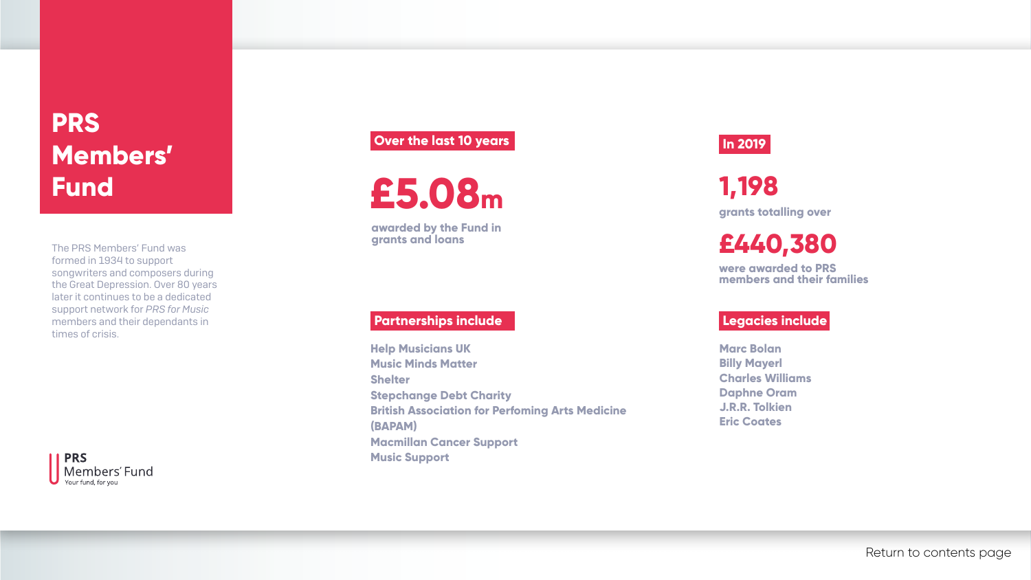# PRS Members' Fund

The PRS Members' Fund was formed in 1934 to support songwriters and composers during the Great Depression. Over 80 years later it continues to be a dedicated support network for *PRS for Music* members and their dependants in times of crisis.

## Over the last 10 years

**£5.08m**

**awarded by the Fund in grants and loans**

## In 2019

**1,198**

**grants totalling over**

**£440,380**

**were awarded to PRS members and their families**

## Partnerships include

- Help Musicians UK
- Music Minds Matter
- Shelter
- Stepchange Debt Charity
- British Association for Perfoming Arts Medicine (BAPAM)
- Macmillan Cancer Support
- Music Support

## Legacies include

- Marc Bolan
- Billy Mayerl
- Charles Williams
- Daphne Oram
- J.R.R. Tolkien
- Eric Coates

PRS Members' Fund
Your fund, for you

Return to contents page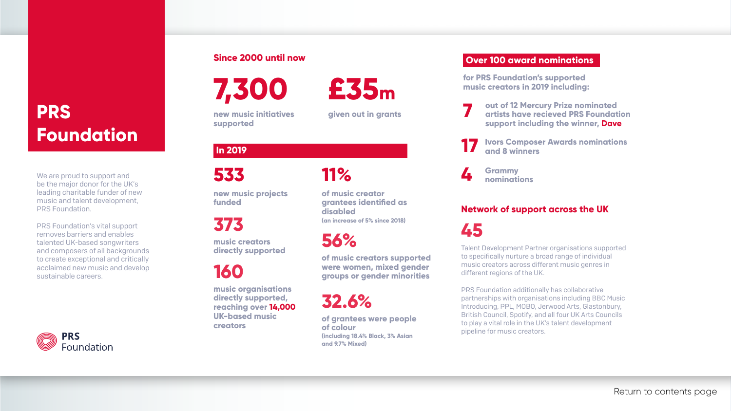# PRS Foundation

We are proud to support and be the major donor for the UK's leading charitable funder of new music and talent development, PRS Foundation.

PRS Foundation's vital support removes barriers and enables talented UK-based songwriters and composers of all backgrounds to create exceptional and critically acclaimed new music and develop sustainable careers.

## Since 2000 until now

**7,300**
new music initiatives supported

**£35m**
given out in grants

## In 2019

**533**
new music projects funded

**373**
music creators directly supported

**160**
music organisations directly supported, reaching over **14,000** UK-based music creators

**11%**
of music creator grantees identified as disabled
(an increase of 5% since 2018)

**56%**
of music creators supported were women, mixed gender groups or gender minorities

**32.6%**
of grantees were people of colour
(including 18.4% Black, 3% Asian and 9.7% Mixed)

## Over 100 award nominations

for PRS Foundation's supported music creators in 2019 including:

- **7** out of 12 Mercury Prize nominated artists have recieved PRS Foundation support including the winner, **Dave**
- **17** Ivors Composer Awards nominations and 8 winners
- **4** Grammy nominations

## Network of support across the UK

**45**

Talent Development Partner organisations supported to specifically nurture a broad range of individual music creators across different music genres in different regions of the UK.

PRS Foundation additionally has collaborative partnerships with organisations including BBC Music Introducing, PPL, MOBO, Jerwood Arts, Glastonbury, British Council, Spotify, and all four UK Arts Councils to play a vital role in the UK's talent development pipeline for music creators.

PRS Foundation

Return to contents page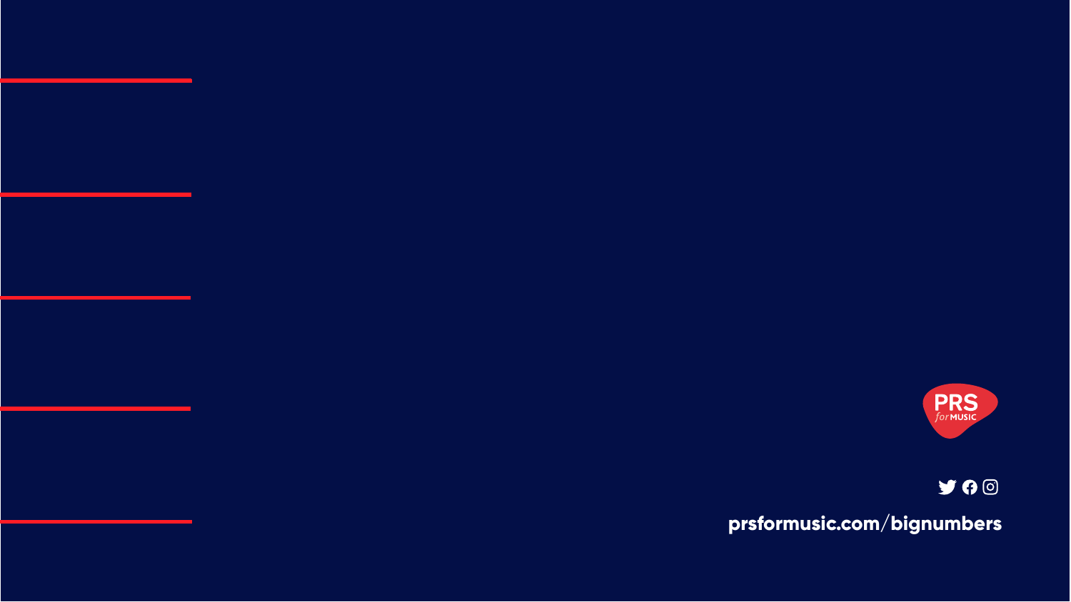PRS for MUSIC

prsformusic.com/bignumbers